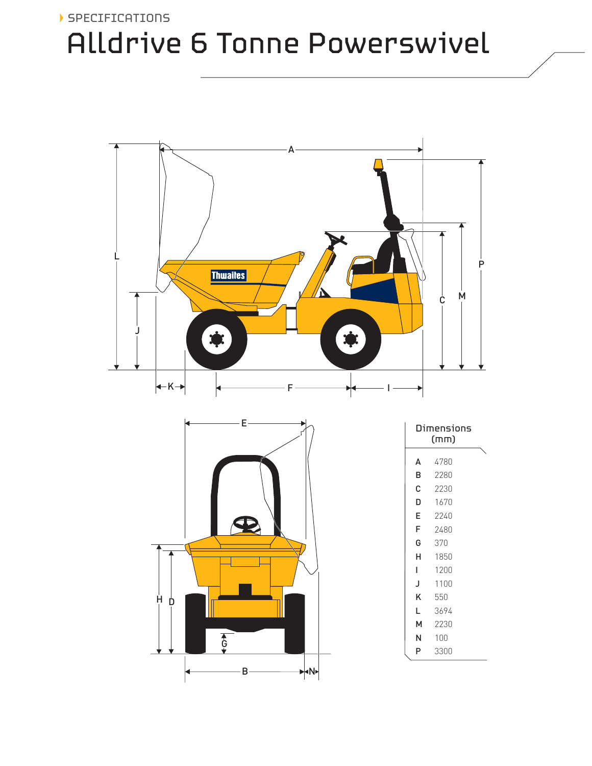SPECIFICATIONS

# Alldrive 6 Tonne Powerswivel

| Dimensions (mm) | |
|---|---|
| A | 4780 |
| B | 2280 |
| C | 2230 |
| D | 1670 |
| E | 2240 |
| F | 2480 |
| G | 370 |
| H | 1850 |
| I | 1200 |
| J | 1100 |
| K | 550 |
| L | 3694 |
| M | 2230 |
| N | 100 |
| P | 3300 |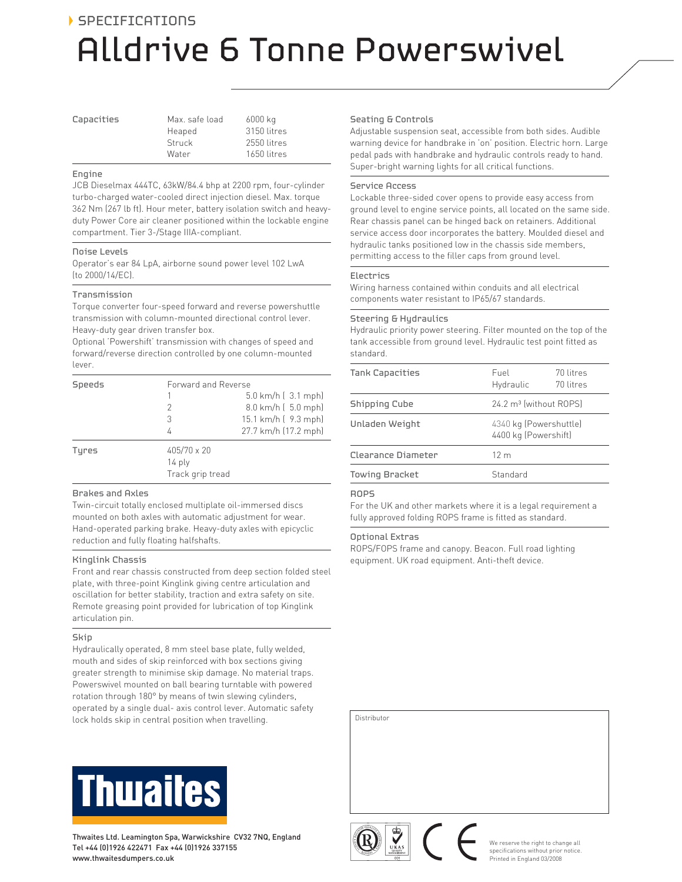SPECIFICATIONS

# Alldrive 6 Tonne Powerswivel

## Capacities

| | |
|---|---|
| Max. safe load | 6000 kg |
| Heaped | 3150 litres |
| Struck | 2550 litres |
| Water | 1650 litres |

## Engine

JCB Dieselmax 444TC, 63kW/84.4 bhp at 2200 rpm, four-cylinder turbo-charged water-cooled direct injection diesel. Max. torque 362 Nm (267 lb ft). Hour meter, battery isolation switch and heavy-duty Power Core air cleaner positioned within the lockable engine compartment. Tier 3-/Stage IIIA-compliant.

## Noise Levels

Operator's ear 84 LpA, airborne sound power level 102 LwA (to 2000/14/EC).

## Transmission

Torque converter four-speed forward and reverse powershuttle transmission with column-mounted directional control lever. Heavy-duty gear driven transfer box.

Optional 'Powershift' transmission with changes of speed and forward/reverse direction controlled by one column-mounted lever.

## Speeds

| Forward and Reverse | |
|---|---|
| 1 | 5.0 km/h ( 3.1 mph) |
| 2 | 8.0 km/h ( 5.0 mph) |
| 3 | 15.1 km/h ( 9.3 mph) |
| 4 | 27.7 km/h (17.2 mph) |

## Tyres

405/70 x 20
14 ply
Track grip tread

## Brakes and Axles

Twin-circuit totally enclosed multiplate oil-immersed discs mounted on both axles with automatic adjustment for wear. Hand-operated parking brake. Heavy-duty axles with epicyclic reduction and fully floating halfshafts.

## Kinglink Chassis

Front and rear chassis constructed from deep section folded steel plate, with three-point Kinglink giving centre articulation and oscillation for better stability, traction and extra safety on site. Remote greasing point provided for lubrication of top Kinglink articulation pin.

## Skip

Hydraulically operated, 8 mm steel base plate, fully welded, mouth and sides of skip reinforced with box sections giving greater strength to minimise skip damage. No material traps. Powerswivel mounted on ball bearing turntable with powered rotation through 180° by means of twin slewing cylinders, operated by a single dual- axis control lever. Automatic safety lock holds skip in central position when travelling.

## Seating & Controls

Adjustable suspension seat, accessible from both sides. Audible warning device for handbrake in 'on' position. Electric horn. Large pedal pads with handbrake and hydraulic controls ready to hand. Super-bright warning lights for all critical functions.

## Service Access

Lockable three-sided cover opens to provide easy access from ground level to engine service points, all located on the same side. Rear chassis panel can be hinged back on retainers. Additional service access door incorporates the battery. Moulded diesel and hydraulic tanks positioned low in the chassis side members, permitting access to the filler caps from ground level.

## Electrics

Wiring harness contained within conduits and all electrical components water resistant to IP65/67 standards.

## Steering & Hydraulics

Hydraulic priority power steering. Filter mounted on the top of the tank accessible from ground level. Hydraulic test point fitted as standard.

| | | |
|---|---|---|
| Tank Capacities | Fuel | 70 litres |
| | Hydraulic | 70 litres |
| Shipping Cube | 24.2 m³ (without ROPS) | |
| Unladen Weight | 4340 kg (Powershuttle) | |
| | 4400 kg (Powershift) | |
| Clearance Diameter | 12 m | |
| Towing Bracket | Standard | |

## ROPS

For the UK and other markets where it is a legal requirement a fully approved folding ROPS frame is fitted as standard.

## Optional Extras

ROPS/FOPS frame and canopy. Beacon. Full road lighting equipment. UK road equipment. Anti-theft device.

Distributor

Thwaites

Thwaites Ltd. Leamington Spa, Warwickshire CV32 7NQ, England
Tel +44 (0)1926 422471 Fax +44 (0)1926 337155
www.thwaitesdumpers.co.uk

We reserve the right to change all specifications without prior notice. Printed in England 03/2008